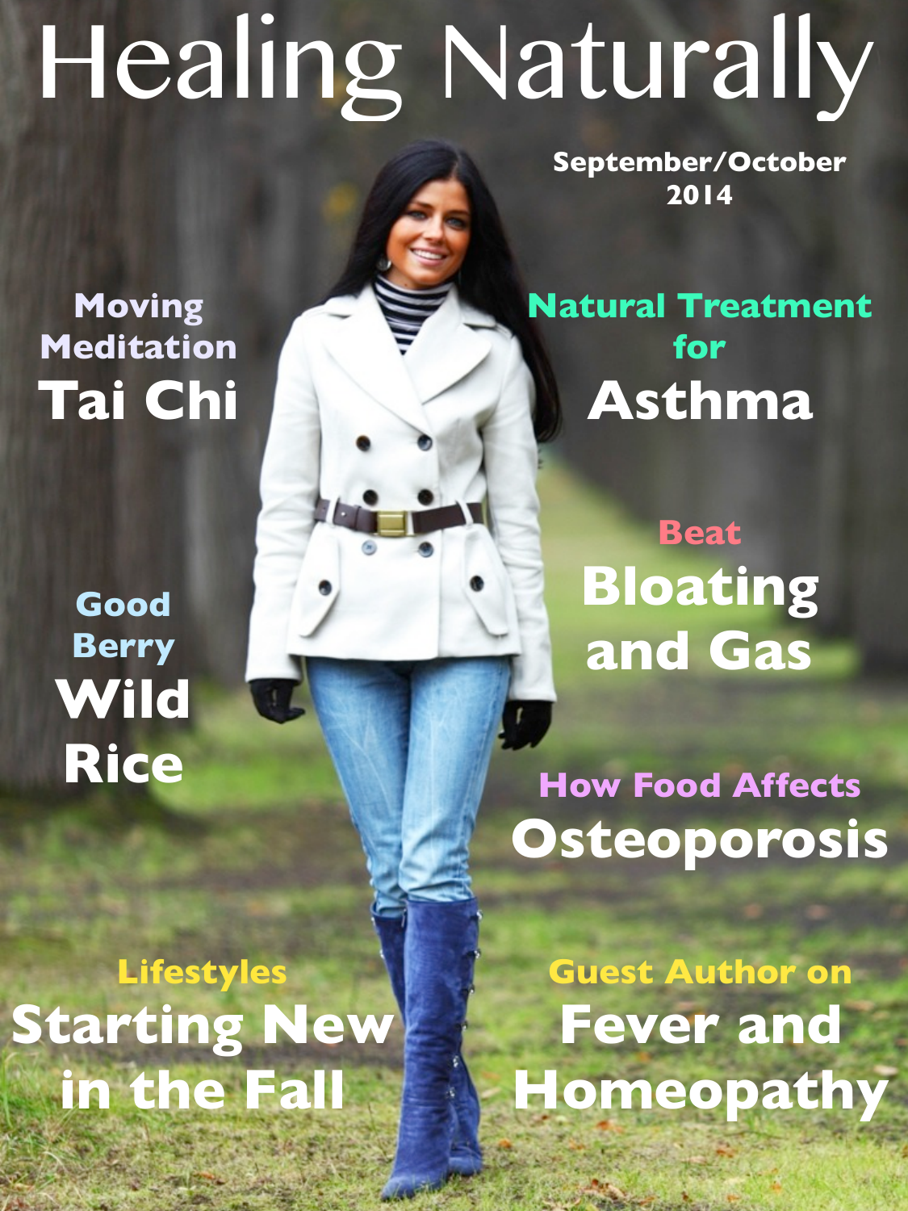# Healing Naturally

September/October 2014

**Moving Meditation**
## Tai Chi

**Natural Treatment for**
## Asthma

**Beat**
## Bloating and Gas

**Good Berry**
## Wild Rice

**How Food Affects**
## Osteoporosis

**Lifestyles**
## Starting New in the Fall

**Guest Author on**
## Fever and Homeopathy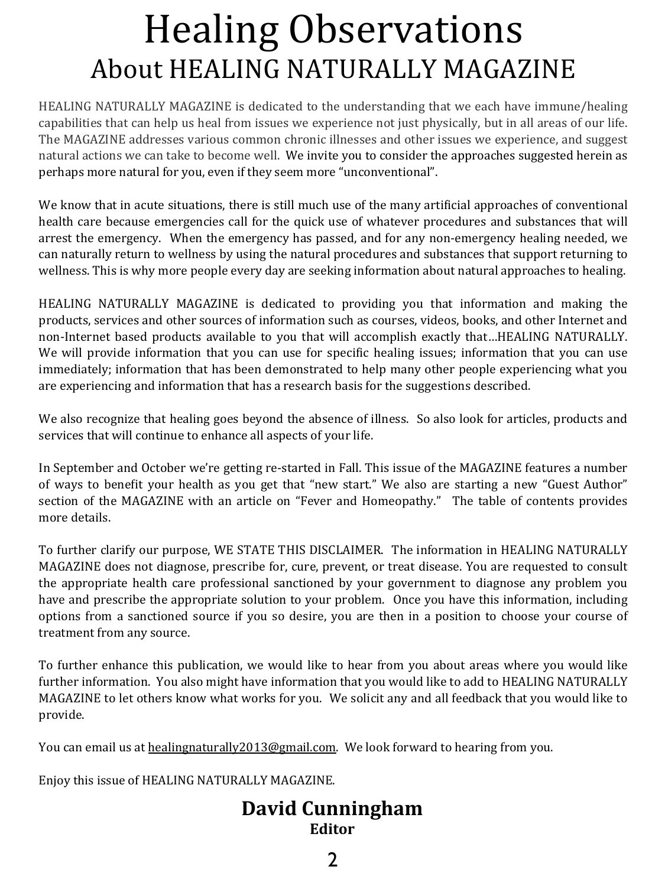# Healing Observations
## About HEALING NATURALLY MAGAZINE

HEALING NATURALLY MAGAZINE is dedicated to the understanding that we each have immune/healing capabilities that can help us heal from issues we experience not just physically, but in all areas of our life. The MAGAZINE addresses various common chronic illnesses and other issues we experience, and suggest natural actions we can take to become well. We invite you to consider the approaches suggested herein as perhaps more natural for you, even if they seem more "unconventional".

We know that in acute situations, there is still much use of the many artificial approaches of conventional health care because emergencies call for the quick use of whatever procedures and substances that will arrest the emergency. When the emergency has passed, and for any non-emergency healing needed, we can naturally return to wellness by using the natural procedures and substances that support returning to wellness. This is why more people every day are seeking information about natural approaches to healing.

HEALING NATURALLY MAGAZINE is dedicated to providing you that information and making the products, services and other sources of information such as courses, videos, books, and other Internet and non-Internet based products available to you that will accomplish exactly that…HEALING NATURALLY. We will provide information that you can use for specific healing issues; information that you can use immediately; information that has been demonstrated to help many other people experiencing what you are experiencing and information that has a research basis for the suggestions described.

We also recognize that healing goes beyond the absence of illness. So also look for articles, products and services that will continue to enhance all aspects of your life.

In September and October we're getting re-started in Fall. This issue of the MAGAZINE features a number of ways to benefit your health as you get that "new start." We also are starting a new "Guest Author" section of the MAGAZINE with an article on "Fever and Homeopathy." The table of contents provides more details.

To further clarify our purpose, WE STATE THIS DISCLAIMER. The information in HEALING NATURALLY MAGAZINE does not diagnose, prescribe for, cure, prevent, or treat disease. You are requested to consult the appropriate health care professional sanctioned by your government to diagnose any problem you have and prescribe the appropriate solution to your problem. Once you have this information, including options from a sanctioned source if you so desire, you are then in a position to choose your course of treatment from any source.

To further enhance this publication, we would like to hear from you about areas where you would like further information. You also might have information that you would like to add to HEALING NATURALLY MAGAZINE to let others know what works for you. We solicit any and all feedback that you would like to provide.

You can email us at healingnaturally2013@gmail.com. We look forward to hearing from you.

Enjoy this issue of HEALING NATURALLY MAGAZINE.

**David Cunningham**
**Editor**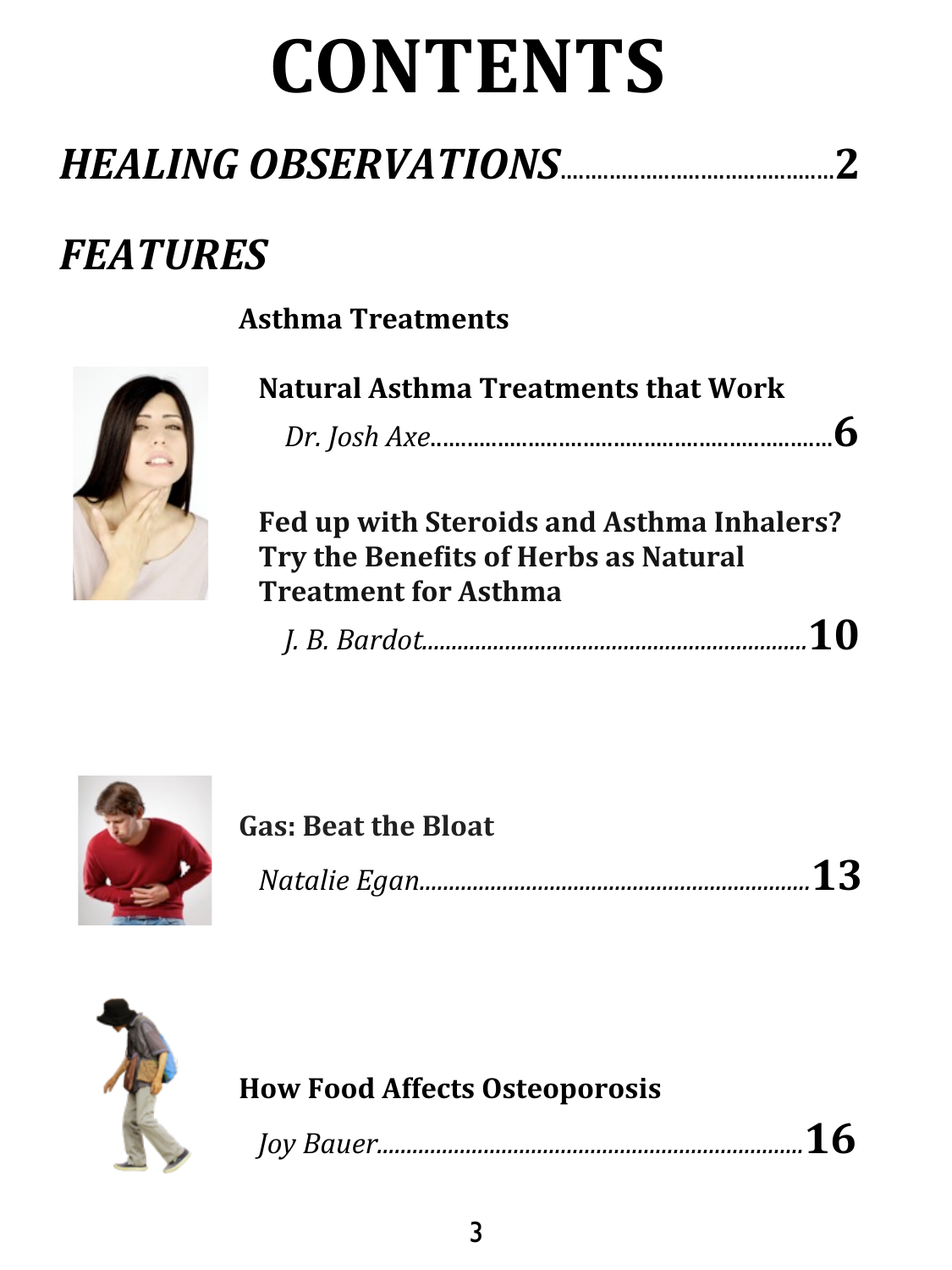# CONTENTS

## *HEALING OBSERVATIONS*..........................................2

## *FEATURES*

**Asthma Treatments**

**Natural Asthma Treatments that Work**

*Dr. Josh Axe*..................................................................**6**

**Fed up with Steroids and Asthma Inhalers? Try the Benefits of Herbs as Natural Treatment for Asthma**

*J. B. Bardot*..................................................................**10**

**Gas: Beat the Bloat**

*Natalie Egan*..................................................................**13**

**How Food Affects Osteoporosis**

*Joy Bauer*..................................................................**16**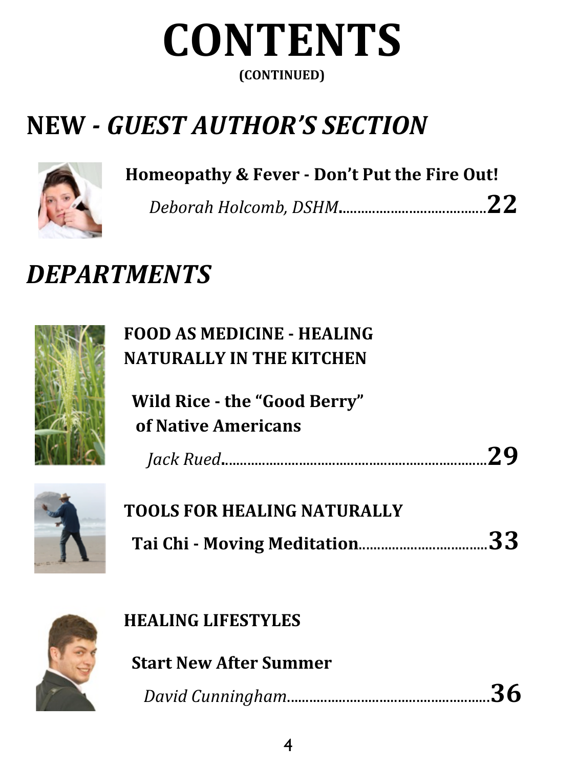# CONTENTS

**(CONTINUED)**

## NEW - *GUEST AUTHOR'S SECTION*

**Homeopathy & Fever - Don't Put the Fire Out!**

*Deborah Holcomb, DSHM*........................................**22**

## *DEPARTMENTS*

**FOOD AS MEDICINE - HEALING NATURALLY IN THE KITCHEN**

**Wild Rice - the "Good Berry" of Native Americans**

*Jack Rued*........................................................................**29**

**TOOLS FOR HEALING NATURALLY**

**Tai Chi - Moving Meditation**..................................**33**

**HEALING LIFESTYLES**

**Start New After Summer**

*David Cunningham*......................................................**36**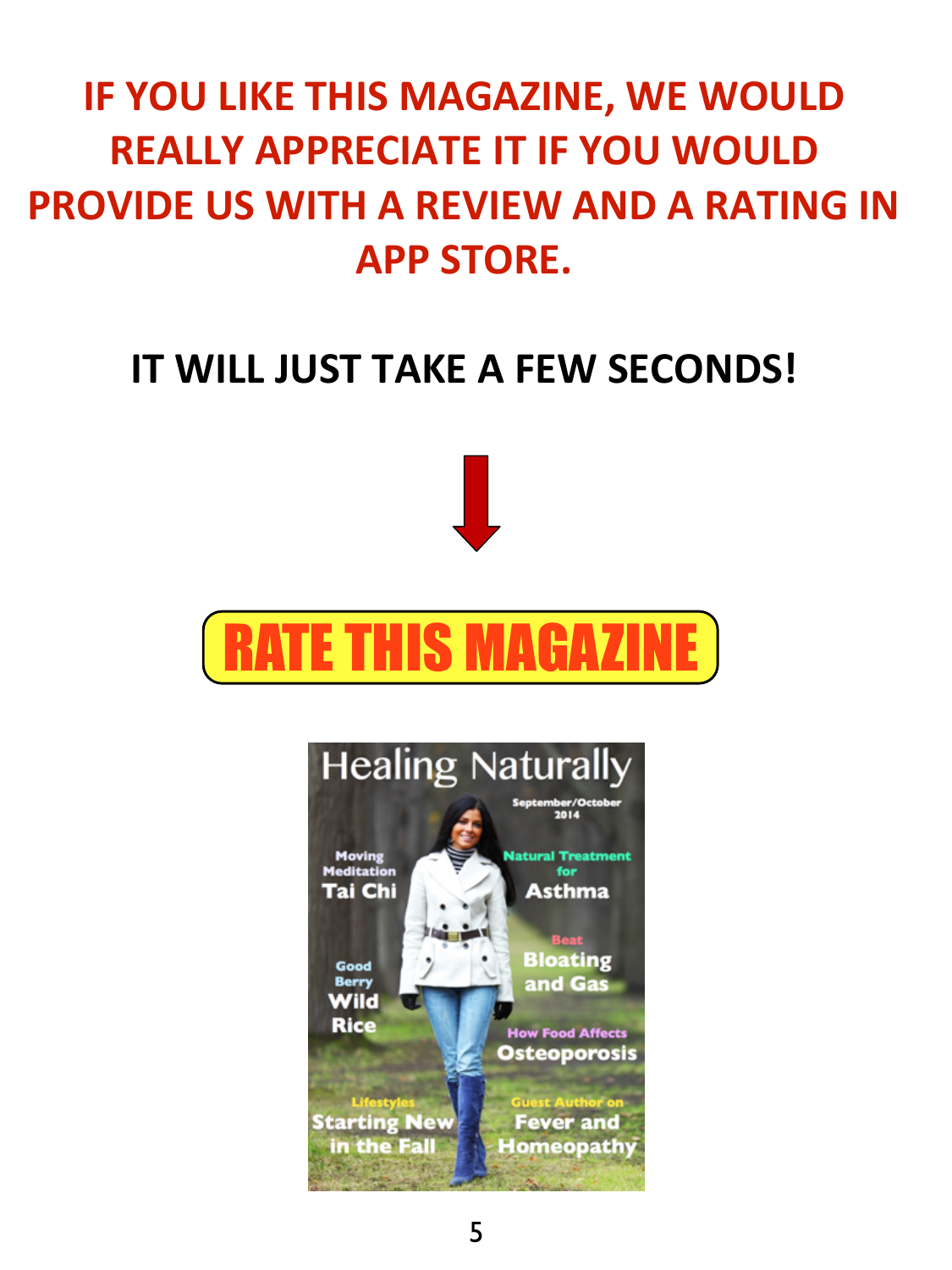**IF YOU LIKE THIS MAGAZINE, WE WOULD REALLY APPRECIATE IT IF YOU WOULD PROVIDE US WITH A REVIEW AND A RATING IN APP STORE.**

**IT WILL JUST TAKE A FEW SECONDS!**

**RATE THIS MAGAZINE**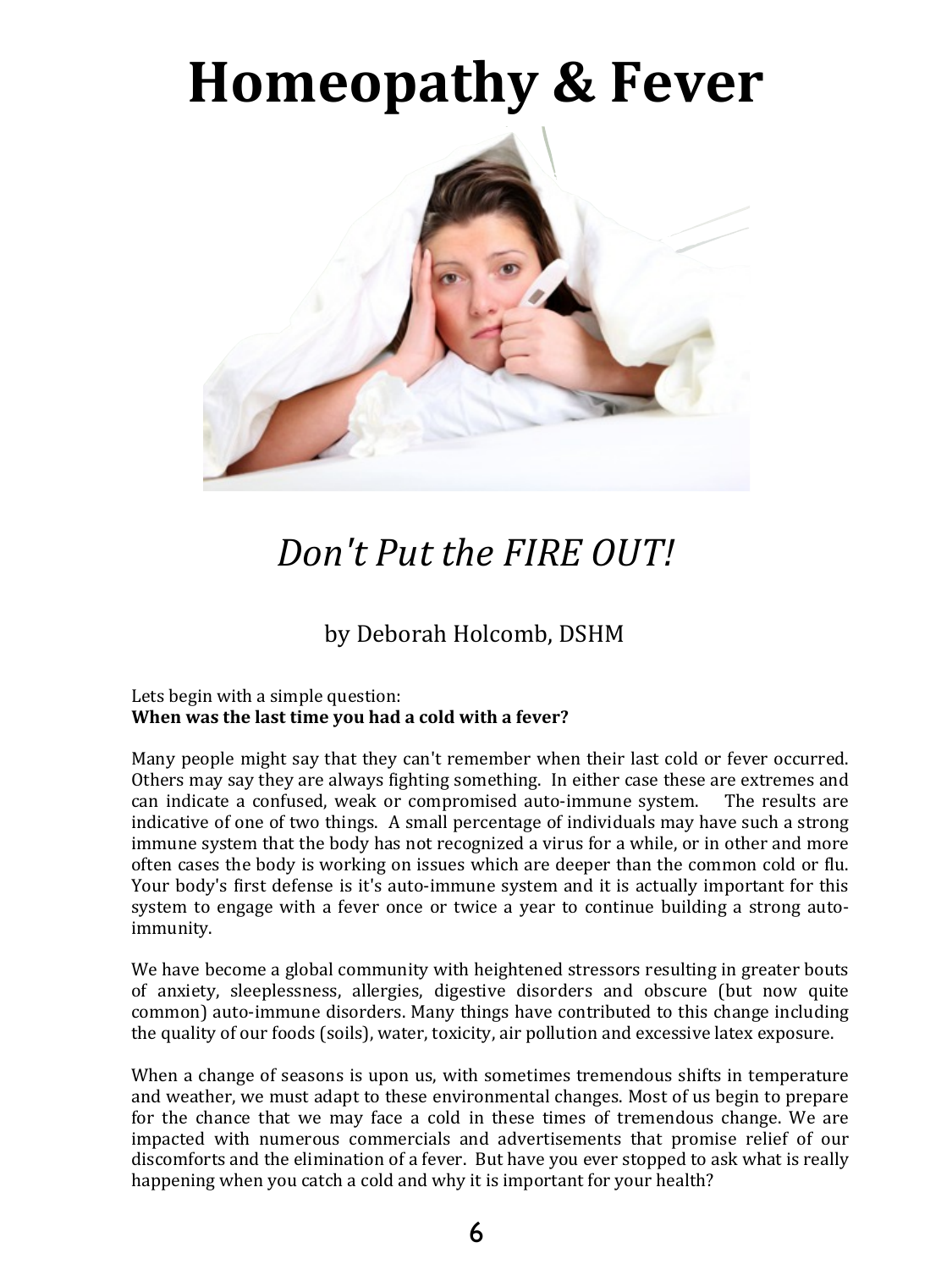# Homeopathy & Fever

*Don't Put the FIRE OUT!*

by Deborah Holcomb, DSHM

Lets begin with a simple question:
**When was the last time you had a cold with a fever?**

Many people might say that they can't remember when their last cold or fever occurred. Others may say they are always fighting something. In either case these are extremes and can indicate a confused, weak or compromised auto-immune system. The results are indicative of one of two things. A small percentage of individuals may have such a strong immune system that the body has not recognized a virus for a while, or in other and more often cases the body is working on issues which are deeper than the common cold or flu. Your body's first defense is it's auto-immune system and it is actually important for this system to engage with a fever once or twice a year to continue building a strong auto-immunity.

We have become a global community with heightened stressors resulting in greater bouts of anxiety, sleeplessness, allergies, digestive disorders and obscure (but now quite common) auto-immune disorders. Many things have contributed to this change including the quality of our foods (soils), water, toxicity, air pollution and excessive latex exposure.

When a change of seasons is upon us, with sometimes tremendous shifts in temperature and weather, we must adapt to these environmental changes. Most of us begin to prepare for the chance that we may face a cold in these times of tremendous change. We are impacted with numerous commercials and advertisements that promise relief of our discomforts and the elimination of a fever. But have you ever stopped to ask what is really happening when you catch a cold and why it is important for your health?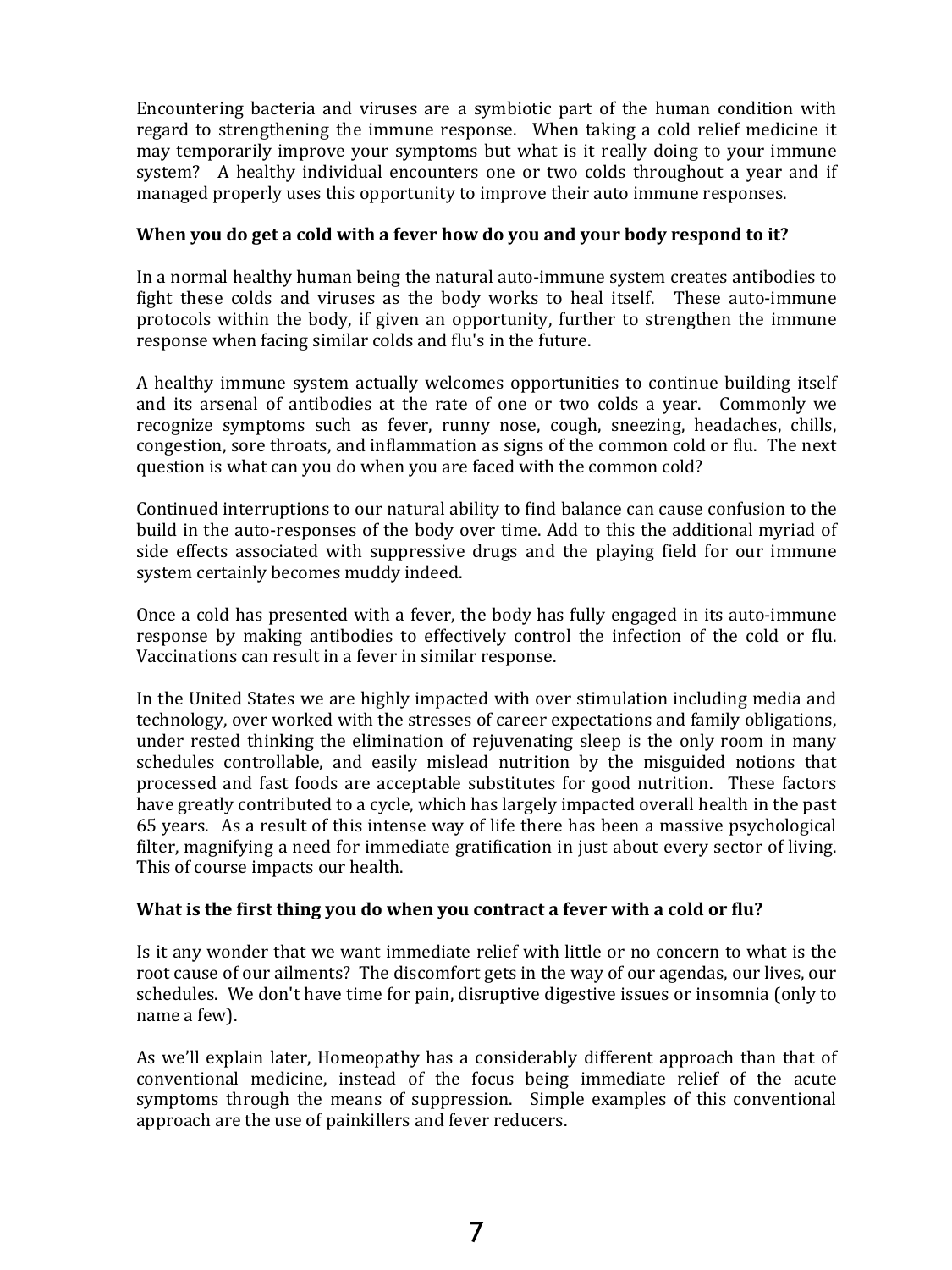Encountering bacteria and viruses are a symbiotic part of the human condition with regard to strengthening the immune response. When taking a cold relief medicine it may temporarily improve your symptoms but what is it really doing to your immune system? A healthy individual encounters one or two colds throughout a year and if managed properly uses this opportunity to improve their auto immune responses.

**When you do get a cold with a fever how do you and your body respond to it?**

In a normal healthy human being the natural auto-immune system creates antibodies to fight these colds and viruses as the body works to heal itself. These auto-immune protocols within the body, if given an opportunity, further to strengthen the immune response when facing similar colds and flu's in the future.

A healthy immune system actually welcomes opportunities to continue building itself and its arsenal of antibodies at the rate of one or two colds a year. Commonly we recognize symptoms such as fever, runny nose, cough, sneezing, headaches, chills, congestion, sore throats, and inflammation as signs of the common cold or flu. The next question is what can you do when you are faced with the common cold?

Continued interruptions to our natural ability to find balance can cause confusion to the build in the auto-responses of the body over time. Add to this the additional myriad of side effects associated with suppressive drugs and the playing field for our immune system certainly becomes muddy indeed.

Once a cold has presented with a fever, the body has fully engaged in its auto-immune response by making antibodies to effectively control the infection of the cold or flu. Vaccinations can result in a fever in similar response.

In the United States we are highly impacted with over stimulation including media and technology, over worked with the stresses of career expectations and family obligations, under rested thinking the elimination of rejuvenating sleep is the only room in many schedules controllable, and easily mislead nutrition by the misguided notions that processed and fast foods are acceptable substitutes for good nutrition. These factors have greatly contributed to a cycle, which has largely impacted overall health in the past 65 years. As a result of this intense way of life there has been a massive psychological filter, magnifying a need for immediate gratification in just about every sector of living. This of course impacts our health.

**What is the first thing you do when you contract a fever with a cold or flu?**

Is it any wonder that we want immediate relief with little or no concern to what is the root cause of our ailments? The discomfort gets in the way of our agendas, our lives, our schedules. We don't have time for pain, disruptive digestive issues or insomnia (only to name a few).

As we'll explain later, Homeopathy has a considerably different approach than that of conventional medicine, instead of the focus being immediate relief of the acute symptoms through the means of suppression. Simple examples of this conventional approach are the use of painkillers and fever reducers.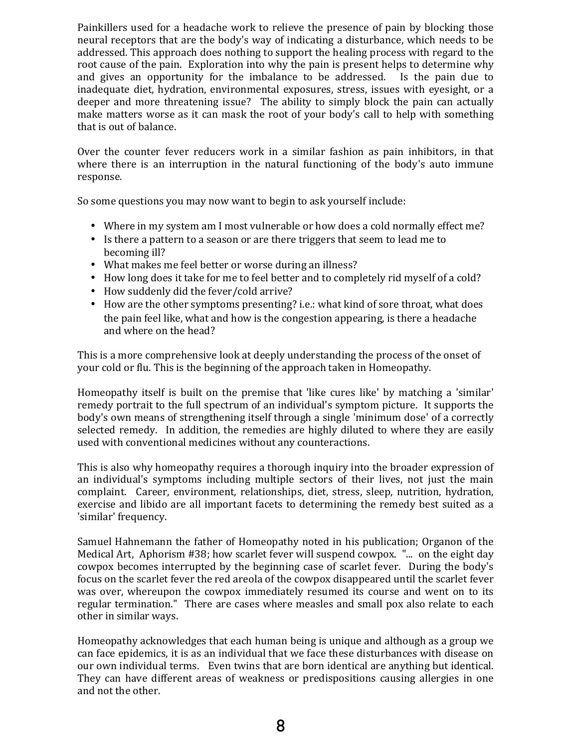Painkillers used for a headache work to relieve the presence of pain by blocking those neural receptors that are the body's way of indicating a disturbance, which needs to be addressed. This approach does nothing to support the healing process with regard to the root cause of the pain. Exploration into why the pain is present helps to determine why and gives an opportunity for the imbalance to be addressed. Is the pain due to inadequate diet, hydration, environmental exposures, stress, issues with eyesight, or a deeper and more threatening issue? The ability to simply block the pain can actually make matters worse as it can mask the root of your body's call to help with something that is out of balance.

Over the counter fever reducers work in a similar fashion as pain inhibitors, in that where there is an interruption in the natural functioning of the body's auto immune response.

So some questions you may now want to begin to ask yourself include:

- Where in my system am I most vulnerable or how does a cold normally effect me?
- Is there a pattern to a season or are there triggers that seem to lead me to becoming ill?
- What makes me feel better or worse during an illness?
- How long does it take for me to feel better and to completely rid myself of a cold?
- How suddenly did the fever/cold arrive?
- How are the other symptoms presenting? i.e.: what kind of sore throat, what does the pain feel like, what and how is the congestion appearing, is there a headache and where on the head?

This is a more comprehensive look at deeply understanding the process of the onset of your cold or flu. This is the beginning of the approach taken in Homeopathy.

Homeopathy itself is built on the premise that 'like cures like' by matching a 'similar' remedy portrait to the full spectrum of an individual's symptom picture. It supports the body's own means of strengthening itself through a single 'minimum dose' of a correctly selected remedy. In addition, the remedies are highly diluted to where they are easily used with conventional medicines without any counteractions.

This is also why homeopathy requires a thorough inquiry into the broader expression of an individual's symptoms including multiple sectors of their lives, not just the main complaint. Career, environment, relationships, diet, stress, sleep, nutrition, hydration, exercise and libido are all important facets to determining the remedy best suited as a 'similar' frequency.

Samuel Hahnemann the father of Homeopathy noted in his publication; Organon of the Medical Art, Aphorism #38; how scarlet fever will suspend cowpox. "... on the eight day cowpox becomes interrupted by the beginning case of scarlet fever. During the body's focus on the scarlet fever the red areola of the cowpox disappeared until the scarlet fever was over, whereupon the cowpox immediately resumed its course and went on to its regular termination." There are cases where measles and small pox also relate to each other in similar ways.

Homeopathy acknowledges that each human being is unique and although as a group we can face epidemics, it is as an individual that we face these disturbances with disease on our own individual terms. Even twins that are born identical are anything but identical. They can have different areas of weakness or predispositions causing allergies in one and not the other.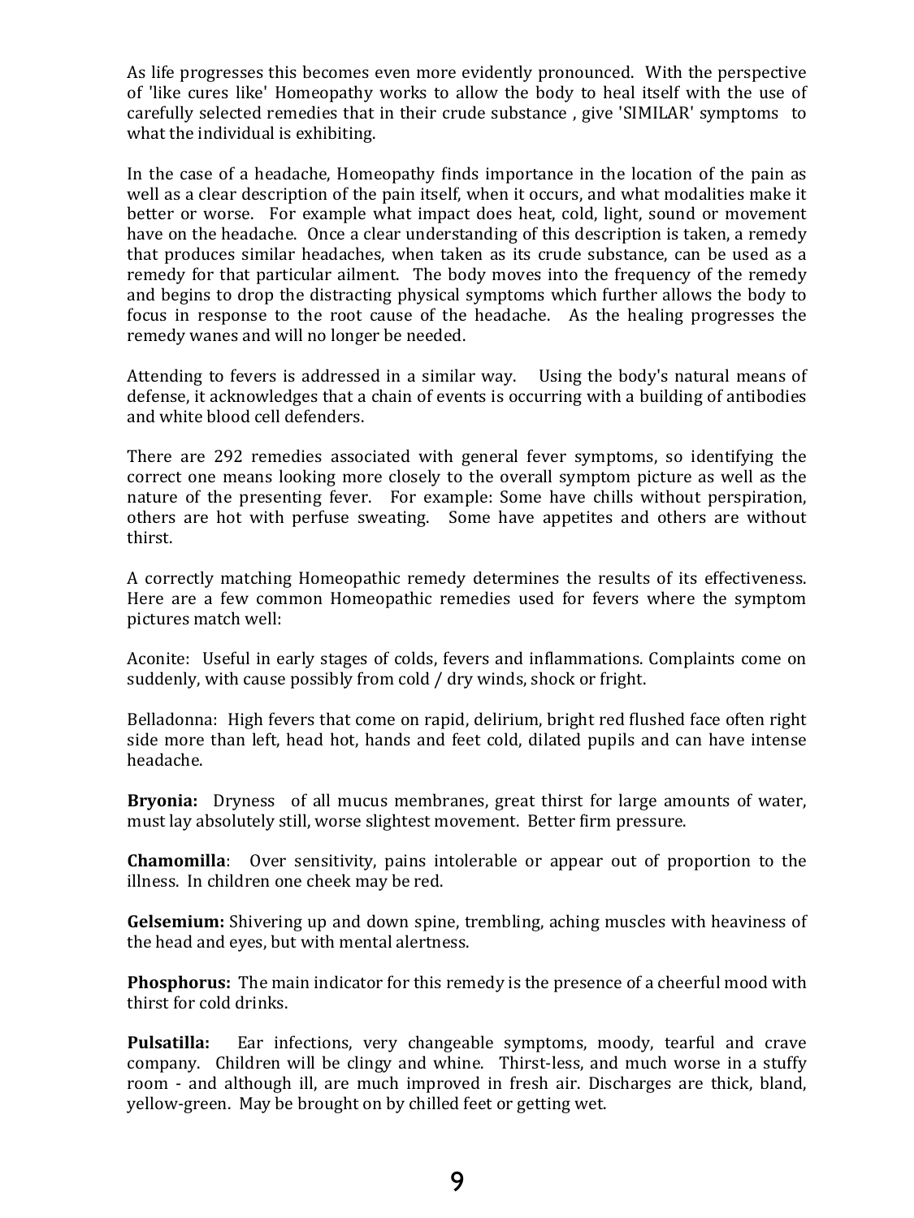As life progresses this becomes even more evidently pronounced. With the perspective of 'like cures like' Homeopathy works to allow the body to heal itself with the use of carefully selected remedies that in their crude substance , give 'SIMILAR' symptoms to what the individual is exhibiting.

In the case of a headache, Homeopathy finds importance in the location of the pain as well as a clear description of the pain itself, when it occurs, and what modalities make it better or worse. For example what impact does heat, cold, light, sound or movement have on the headache. Once a clear understanding of this description is taken, a remedy that produces similar headaches, when taken as its crude substance, can be used as a remedy for that particular ailment. The body moves into the frequency of the remedy and begins to drop the distracting physical symptoms which further allows the body to focus in response to the root cause of the headache. As the healing progresses the remedy wanes and will no longer be needed.

Attending to fevers is addressed in a similar way. Using the body's natural means of defense, it acknowledges that a chain of events is occurring with a building of antibodies and white blood cell defenders.

There are 292 remedies associated with general fever symptoms, so identifying the correct one means looking more closely to the overall symptom picture as well as the nature of the presenting fever. For example: Some have chills without perspiration, others are hot with perfuse sweating. Some have appetites and others are without thirst.

A correctly matching Homeopathic remedy determines the results of its effectiveness. Here are a few common Homeopathic remedies used for fevers where the symptom pictures match well:

Aconite: Useful in early stages of colds, fevers and inflammations. Complaints come on suddenly, with cause possibly from cold / dry winds, shock or fright.

Belladonna: High fevers that come on rapid, delirium, bright red flushed face often right side more than left, head hot, hands and feet cold, dilated pupils and can have intense headache.

**Bryonia:** Dryness of all mucus membranes, great thirst for large amounts of water, must lay absolutely still, worse slightest movement. Better firm pressure.

**Chamomilla**: Over sensitivity, pains intolerable or appear out of proportion to the illness. In children one cheek may be red.

**Gelsemium:** Shivering up and down spine, trembling, aching muscles with heaviness of the head and eyes, but with mental alertness.

**Phosphorus:** The main indicator for this remedy is the presence of a cheerful mood with thirst for cold drinks.

**Pulsatilla:** Ear infections, very changeable symptoms, moody, tearful and crave company. Children will be clingy and whine. Thirst-less, and much worse in a stuffy room - and although ill, are much improved in fresh air. Discharges are thick, bland, yellow-green. May be brought on by chilled feet or getting wet.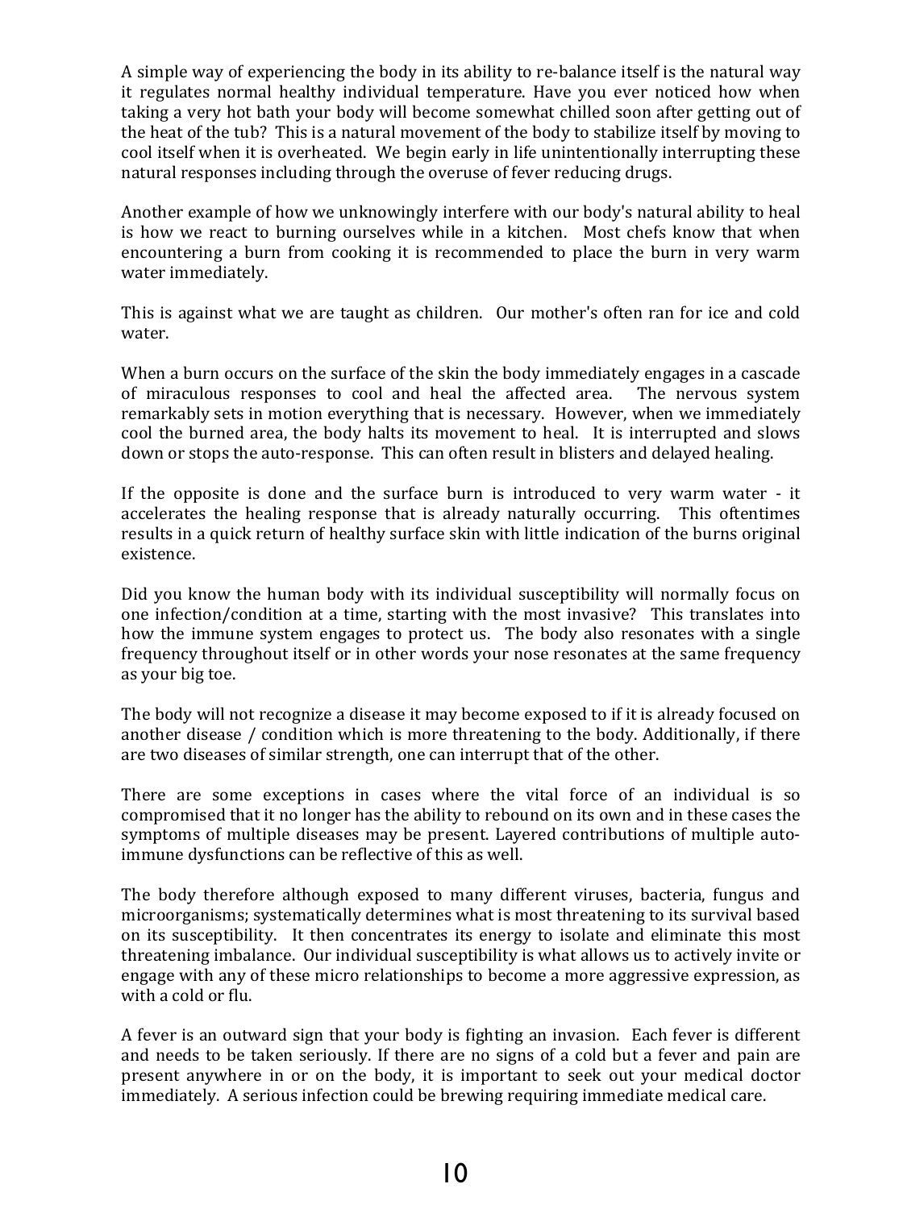A simple way of experiencing the body in its ability to re-balance itself is the natural way it regulates normal healthy individual temperature. Have you ever noticed how when taking a very hot bath your body will become somewhat chilled soon after getting out of the heat of the tub? This is a natural movement of the body to stabilize itself by moving to cool itself when it is overheated. We begin early in life unintentionally interrupting these natural responses including through the overuse of fever reducing drugs.

Another example of how we unknowingly interfere with our body's natural ability to heal is how we react to burning ourselves while in a kitchen. Most chefs know that when encountering a burn from cooking it is recommended to place the burn in very warm water immediately.

This is against what we are taught as children. Our mother's often ran for ice and cold water.

When a burn occurs on the surface of the skin the body immediately engages in a cascade of miraculous responses to cool and heal the affected area. The nervous system remarkably sets in motion everything that is necessary. However, when we immediately cool the burned area, the body halts its movement to heal. It is interrupted and slows down or stops the auto-response. This can often result in blisters and delayed healing.

If the opposite is done and the surface burn is introduced to very warm water - it accelerates the healing response that is already naturally occurring. This oftentimes results in a quick return of healthy surface skin with little indication of the burns original existence.

Did you know the human body with its individual susceptibility will normally focus on one infection/condition at a time, starting with the most invasive? This translates into how the immune system engages to protect us. The body also resonates with a single frequency throughout itself or in other words your nose resonates at the same frequency as your big toe.

The body will not recognize a disease it may become exposed to if it is already focused on another disease / condition which is more threatening to the body. Additionally, if there are two diseases of similar strength, one can interrupt that of the other.

There are some exceptions in cases where the vital force of an individual is so compromised that it no longer has the ability to rebound on its own and in these cases the symptoms of multiple diseases may be present. Layered contributions of multiple auto-immune dysfunctions can be reflective of this as well.

The body therefore although exposed to many different viruses, bacteria, fungus and microorganisms; systematically determines what is most threatening to its survival based on its susceptibility. It then concentrates its energy to isolate and eliminate this most threatening imbalance. Our individual susceptibility is what allows us to actively invite or engage with any of these micro relationships to become a more aggressive expression, as with a cold or flu.

A fever is an outward sign that your body is fighting an invasion. Each fever is different and needs to be taken seriously. If there are no signs of a cold but a fever and pain are present anywhere in or on the body, it is important to seek out your medical doctor immediately. A serious infection could be brewing requiring immediate medical care.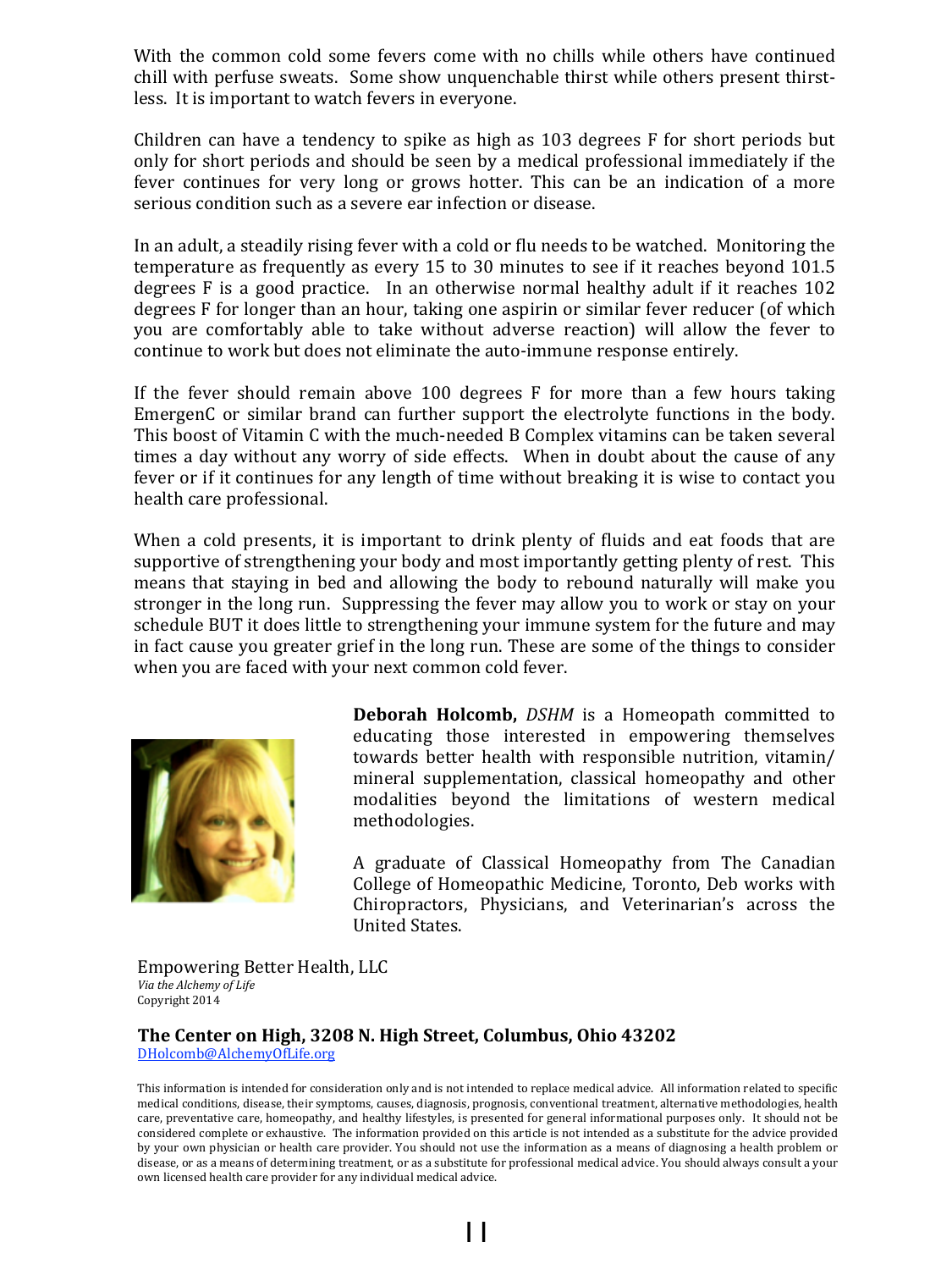With the common cold some fevers come with no chills while others have continued chill with perfuse sweats. Some show unquenchable thirst while others present thirst-less. It is important to watch fevers in everyone.

Children can have a tendency to spike as high as 103 degrees F for short periods but only for short periods and should be seen by a medical professional immediately if the fever continues for very long or grows hotter. This can be an indication of a more serious condition such as a severe ear infection or disease.

In an adult, a steadily rising fever with a cold or flu needs to be watched. Monitoring the temperature as frequently as every 15 to 30 minutes to see if it reaches beyond 101.5 degrees F is a good practice. In an otherwise normal healthy adult if it reaches 102 degrees F for longer than an hour, taking one aspirin or similar fever reducer (of which you are comfortably able to take without adverse reaction) will allow the fever to continue to work but does not eliminate the auto-immune response entirely.

If the fever should remain above 100 degrees F for more than a few hours taking EmergenC or similar brand can further support the electrolyte functions in the body. This boost of Vitamin C with the much-needed B Complex vitamins can be taken several times a day without any worry of side effects. When in doubt about the cause of any fever or if it continues for any length of time without breaking it is wise to contact you health care professional.

When a cold presents, it is important to drink plenty of fluids and eat foods that are supportive of strengthening your body and most importantly getting plenty of rest. This means that staying in bed and allowing the body to rebound naturally will make you stronger in the long run. Suppressing the fever may allow you to work or stay on your schedule BUT it does little to strengthening your immune system for the future and may in fact cause you greater grief in the long run. These are some of the things to consider when you are faced with your next common cold fever.

**Deborah Holcomb,** *DSHM* is a Homeopath committed to educating those interested in empowering themselves towards better health with responsible nutrition, vitamin/ mineral supplementation, classical homeopathy and other modalities beyond the limitations of western medical methodologies.

A graduate of Classical Homeopathy from The Canadian College of Homeopathic Medicine, Toronto, Deb works with Chiropractors, Physicians, and Veterinarian's across the United States.

Empowering Better Health, LLC
*Via the Alchemy of Life*
Copyright 2014

**The Center on High, 3208 N. High Street, Columbus, Ohio 43202**
DHolcomb@AlchemyOfLife.org

This information is intended for consideration only and is not intended to replace medical advice. All information related to specific medical conditions, disease, their symptoms, causes, diagnosis, prognosis, conventional treatment, alternative methodologies, health care, preventative care, homeopathy, and healthy lifestyles, is presented for general informational purposes only. It should not be considered complete or exhaustive. The information provided on this article is not intended as a substitute for the advice provided by your own physician or health care provider. You should not use the information as a means of diagnosing a health problem or disease, or as a means of determining treatment, or as a substitute for professional medical advice. You should always consult a your own licensed health care provider for any individual medical advice.